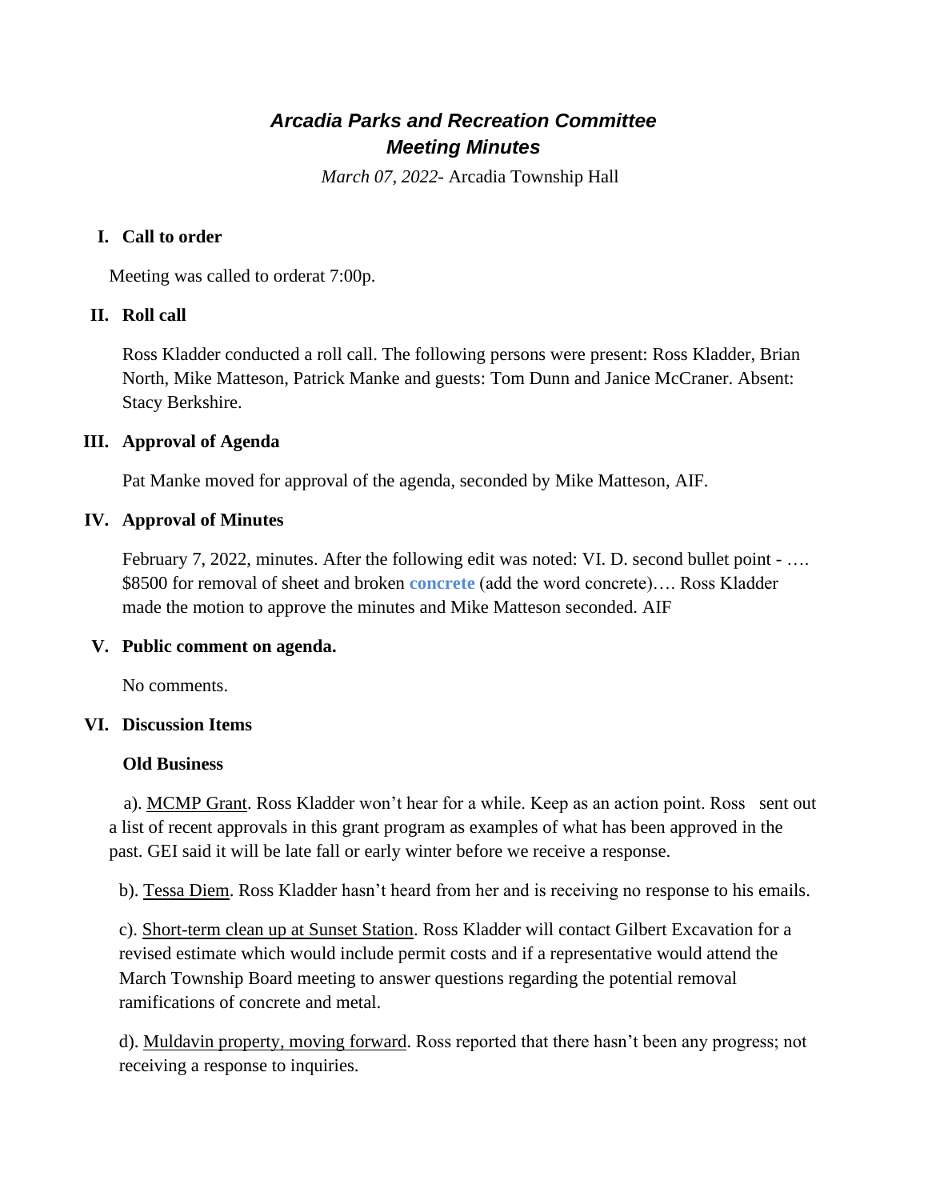# *Arcadia Parks and Recreation Committee*
# *Meeting Minutes*

*March 07, 2022*- Arcadia Township Hall

## I. Call to order

Meeting was called to orderat 7:00p.

## II. Roll call

Ross Kladder conducted a roll call. The following persons were present: Ross Kladder, Brian North, Mike Matteson, Patrick Manke and guests: Tom Dunn and Janice McCraner. Absent: Stacy Berkshire.

## III. Approval of Agenda

Pat Manke moved for approval of the agenda, seconded by Mike Matteson, AIF.

## IV. Approval of Minutes

February 7, 2022, minutes. After the following edit was noted: VI. D. second bullet point - …. $8500 for removal of sheet and broken **concrete** (add the word concrete)…. Ross Kladder made the motion to approve the minutes and Mike Matteson seconded. AIF

## V. Public comment on agenda.

No comments.

## VI. Discussion Items

### Old Business

a). MCMP Grant. Ross Kladder won't hear for a while. Keep as an action point. Ross sent out a list of recent approvals in this grant program as examples of what has been approved in the past. GEI said it will be late fall or early winter before we receive a response.

b). Tessa Diem. Ross Kladder hasn't heard from her and is receiving no response to his emails.

c). Short-term clean up at Sunset Station. Ross Kladder will contact Gilbert Excavation for a revised estimate which would include permit costs and if a representative would attend the March Township Board meeting to answer questions regarding the potential removal ramifications of concrete and metal.

d). Muldavin property, moving forward. Ross reported that there hasn't been any progress; not receiving a response to inquiries.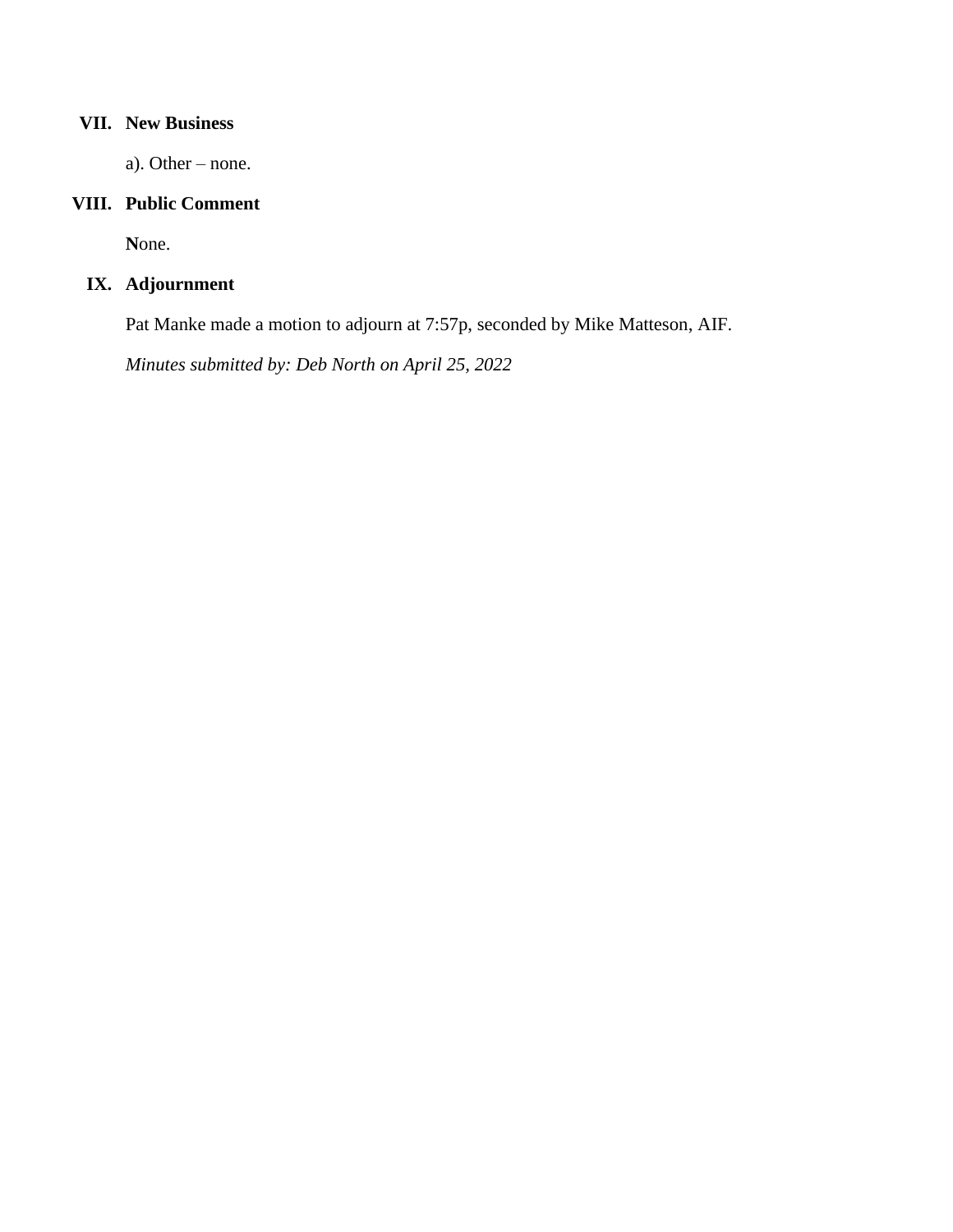## VII. New Business

a). Other – none.

## VIII. Public Comment

**N**one.

## IX. Adjournment

Pat Manke made a motion to adjourn at 7:57p, seconded by Mike Matteson, AIF.

*Minutes submitted by: Deb North on April 25, 2022*